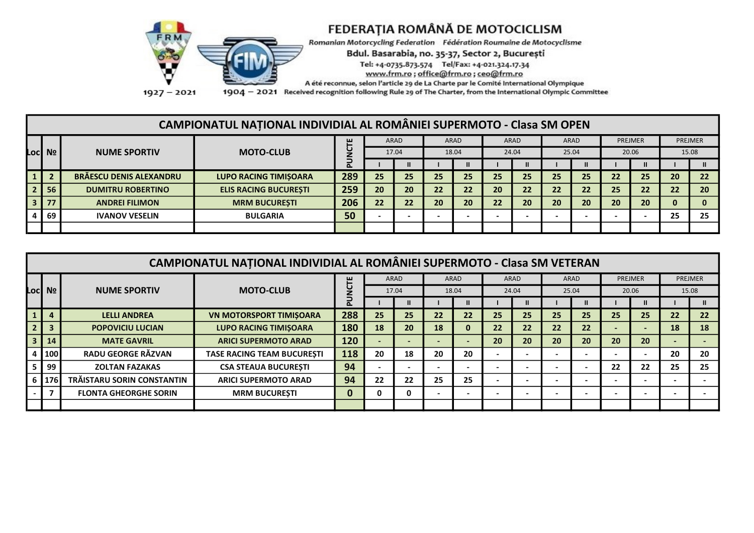# FEDERAȚIA ROMÂNĂ DE MOTOCICLISM

Romanian Motorcycling Federation    Fédération Roumaine de Motocyclisme

Bdul. Basarabia, no. 35-37, Sector 2, București

Tel: +4-0735.873.574    Tel/Fax: +4-021.324.17.34

www.frm.ro ; office@frm.ro ; ceo@frm.ro

A été reconnue, selon l'article 29 de La Charte par le Comité International Olympique

1927 – 2021    1904 – 2021    Received recognition following Rule 29 of The Charter, from the International Olympic Committee

## CAMPIONATUL NAȚIONAL INDIVIDIAL AL ROMÂNIEI SUPERMOTO - Clasa SM OPEN

| Loc | № | NUME SPORTIV | MOTO-CLUB | PUNCTE | ARAD | | ARAD | | ARAD | | ARAD | | PREJMER | | PREJMER | |
|---|---|---|---|---|---|---|---|---|---|---|---|---|---|---|---|---|
| | | | | | 17.04 | | 18.04 | | 24.04 | | 25.04 | | 20.06 | | 15.08 | |
| | | | | | I | II | I | II | I | II | I | II | I | II | I | II |
| 1 | 2 | BRĂESCU DENIS ALEXANDRU | LUPO RACING TIMIȘOARA | 289 | 25 | 25 | 25 | 25 | 25 | 25 | 25 | 25 | 22 | 25 | 20 | 22 |
| 2 | 56 | DUMITRU ROBERTINO | ELIS RACING BUCUREȘTI | 259 | 20 | 20 | 22 | 22 | 20 | 22 | 22 | 22 | 25 | 22 | 22 | 20 |
| 3 | 77 | ANDREI FILIMON | MRM BUCUREȘTI | 206 | 22 | 22 | 20 | 20 | 22 | 20 | 20 | 20 | 20 | 20 | 0 | 0 |
| 4 | 69 | IVANOV VESELIN | BULGARIA | 50 | - | - | - | - | - | - | - | - | - | - | 25 | 25 |

## CAMPIONATUL NAȚIONAL INDIVIDIAL AL ROMÂNIEI SUPERMOTO - Clasa SM VETERAN

| Loc | № | NUME SPORTIV | MOTO-CLUB | PUNCTE | ARAD | | ARAD | | ARAD | | ARAD | | PREJMER | | PREJMER | |
|---|---|---|---|---|---|---|---|---|---|---|---|---|---|---|---|---|
| | | | | | 17.04 | | 18.04 | | 24.04 | | 25.04 | | 20.06 | | 15.08 | |
| | | | | | I | II | I | II | I | II | I | II | I | II | I | II |
| 1 | 4 | LELLI ANDREA | VN MOTORSPORT TIMIȘOARA | 288 | 25 | 25 | 22 | 22 | 25 | 25 | 25 | 25 | 25 | 25 | 22 | 22 |
| 2 | 3 | POPOVICIU LUCIAN | LUPO RACING TIMIȘOARA | 180 | 18 | 20 | 18 | 0 | 22 | 22 | 22 | 22 | - | - | 18 | 18 |
| 3 | 14 | MATE GAVRIL | ARICI SUPERMOTO ARAD | 120 | - | - | - | - | 20 | 20 | 20 | 20 | 20 | 20 | - | - |
| 4 | 100 | RADU GEORGE RĂZVAN | TASE RACING TEAM BUCUREȘTI | 118 | 20 | 18 | 20 | 20 | - | - | - | - | - | - | 20 | 20 |
| 5 | 99 | ZOLTAN FAZAKAS | CSA STEAUA BUCUREȘTI | 94 | - | - | - | - | - | - | - | - | 22 | 22 | 25 | 25 |
| 6 | 176 | TRĂISTARU SORIN CONSTANTIN | ARICI SUPERMOTO ARAD | 94 | 22 | 22 | 25 | 25 | - | - | - | - | - | - | - | - |
| - | 7 | FLONTA GHEORGHE SORIN | MRM BUCUREȘTI | 0 | 0 | 0 | - | - | - | - | - | - | - | - | - | - |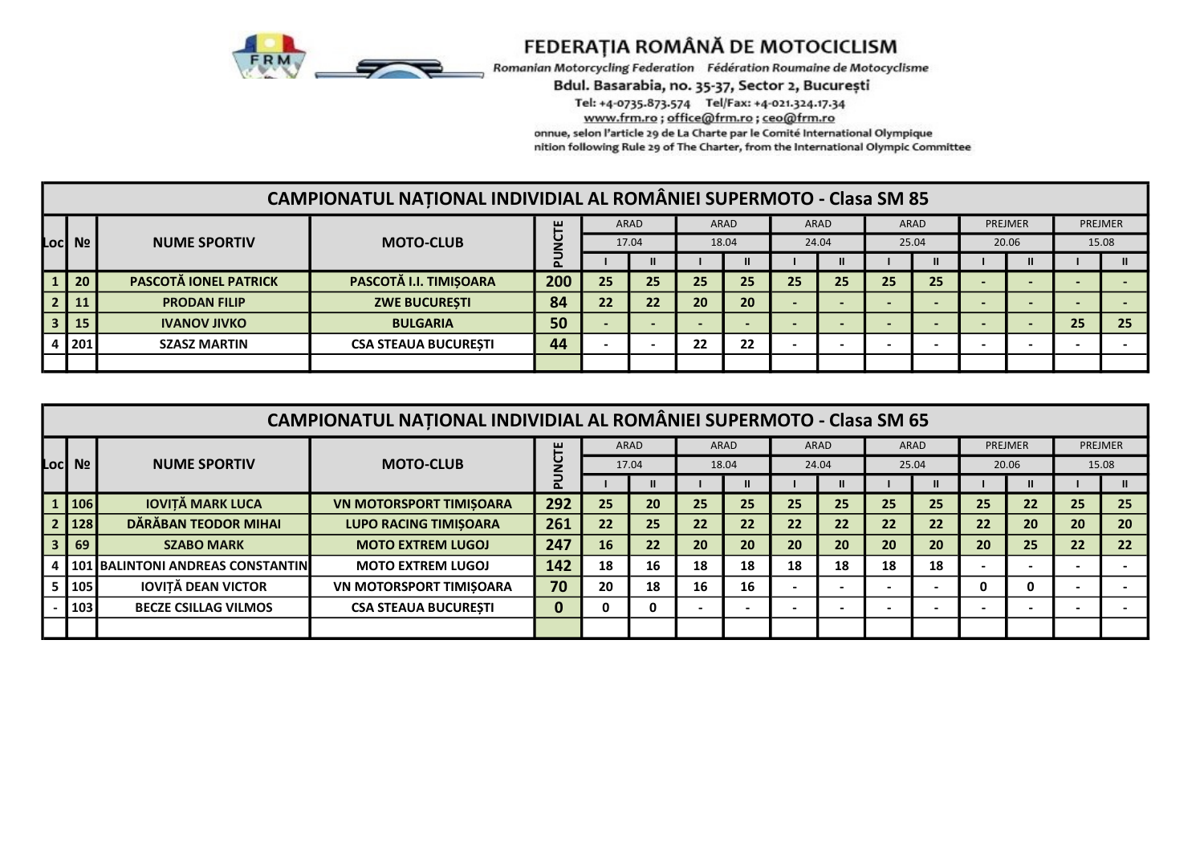FEDERAȚIA ROMÂNĂ DE MOTOCICLISM

Romanian Motorcycling Federation Fédération Roumaine de Motocyclisme

Bdul. Basarabia, no. 35-37, Sector 2, București

Tel: +4-0735.873.574 Tel/Fax: +4-021.324.17.34

www.frm.ro ; office@frm.ro ; ceo@frm.ro

onnue, selon l'article 29 de La Charte par le Comité International Olympique

nition following Rule 29 of The Charter, from the International Olympic Committee

## CAMPIONATUL NAȚIONAL INDIVIDIAL AL ROMÂNIEI SUPERMOTO - Clasa SM 85

| Loc | № | NUME SPORTIV | MOTO-CLUB | PUNCTE | ARAD | | ARAD | | ARAD | | ARAD | | PREJMER | | PREJMER | |
|---|---|---|---|---|---|---|---|---|---|---|---|---|---|---|---|---|
| | | | | | 17.04 | | 18.04 | | 24.04 | | 25.04 | | 20.06 | | 15.08 | |
| | | | | | I | II | I | II | I | II | I | II | I | II | I | II |
| 1 | 20 | PASCOTĂ IONEL PATRICK | PASCOTĂ I.I. TIMIȘOARA | 200 | 25 | 25 | 25 | 25 | 25 | 25 | 25 | 25 | - | - | - | - |
| 2 | 11 | PRODAN FILIP | ZWE BUCUREȘTI | 84 | 22 | 22 | 20 | 20 | - | - | - | - | - | - | - | - |
| 3 | 15 | IVANOV JIVKO | BULGARIA | 50 | - | - | - | - | - | - | - | - | - | - | 25 | 25 |
| 4 | 201 | SZASZ MARTIN | CSA STEAUA BUCUREȘTI | 44 | - | - | 22 | 22 | - | - | - | - | - | - | - | - |

## CAMPIONATUL NAȚIONAL INDIVIDIAL AL ROMÂNIEI SUPERMOTO - Clasa SM 65

| Loc | № | NUME SPORTIV | MOTO-CLUB | PUNCTE | ARAD | | ARAD | | ARAD | | ARAD | | PREJMER | | PREJMER | |
|---|---|---|---|---|---|---|---|---|---|---|---|---|---|---|---|---|
| | | | | | 17.04 | | 18.04 | | 24.04 | | 25.04 | | 20.06 | | 15.08 | |
| | | | | | I | II | I | II | I | II | I | II | I | II | I | II |
| 1 | 106 | IOVIȚĂ MARK LUCA | VN MOTORSPORT TIMIȘOARA | 292 | 25 | 20 | 25 | 25 | 25 | 25 | 25 | 25 | 25 | 22 | 25 | 25 |
| 2 | 128 | DĂRĂBAN TEODOR MIHAI | LUPO RACING TIMIȘOARA | 261 | 22 | 25 | 22 | 22 | 22 | 22 | 22 | 22 | 22 | 20 | 20 | 20 |
| 3 | 69 | SZABO MARK | MOTO EXTREM LUGOJ | 247 | 16 | 22 | 20 | 20 | 20 | 20 | 20 | 20 | 20 | 25 | 22 | 22 |
| 4 | 101 | BALINTONI ANDREAS CONSTANTIN | MOTO EXTREM LUGOJ | 142 | 18 | 16 | 18 | 18 | 18 | 18 | 18 | 18 | - | - | - | - |
| 5 | 105 | IOVIȚĂ DEAN VICTOR | VN MOTORSPORT TIMIȘOARA | 70 | 20 | 18 | 16 | 16 | - | - | - | - | 0 | 0 | - | - |
| - | 103 | BECZE CSILLAG VILMOS | CSA STEAUA BUCUREȘTI | 0 | 0 | 0 | - | - | - | - | - | - | - | - | - | - |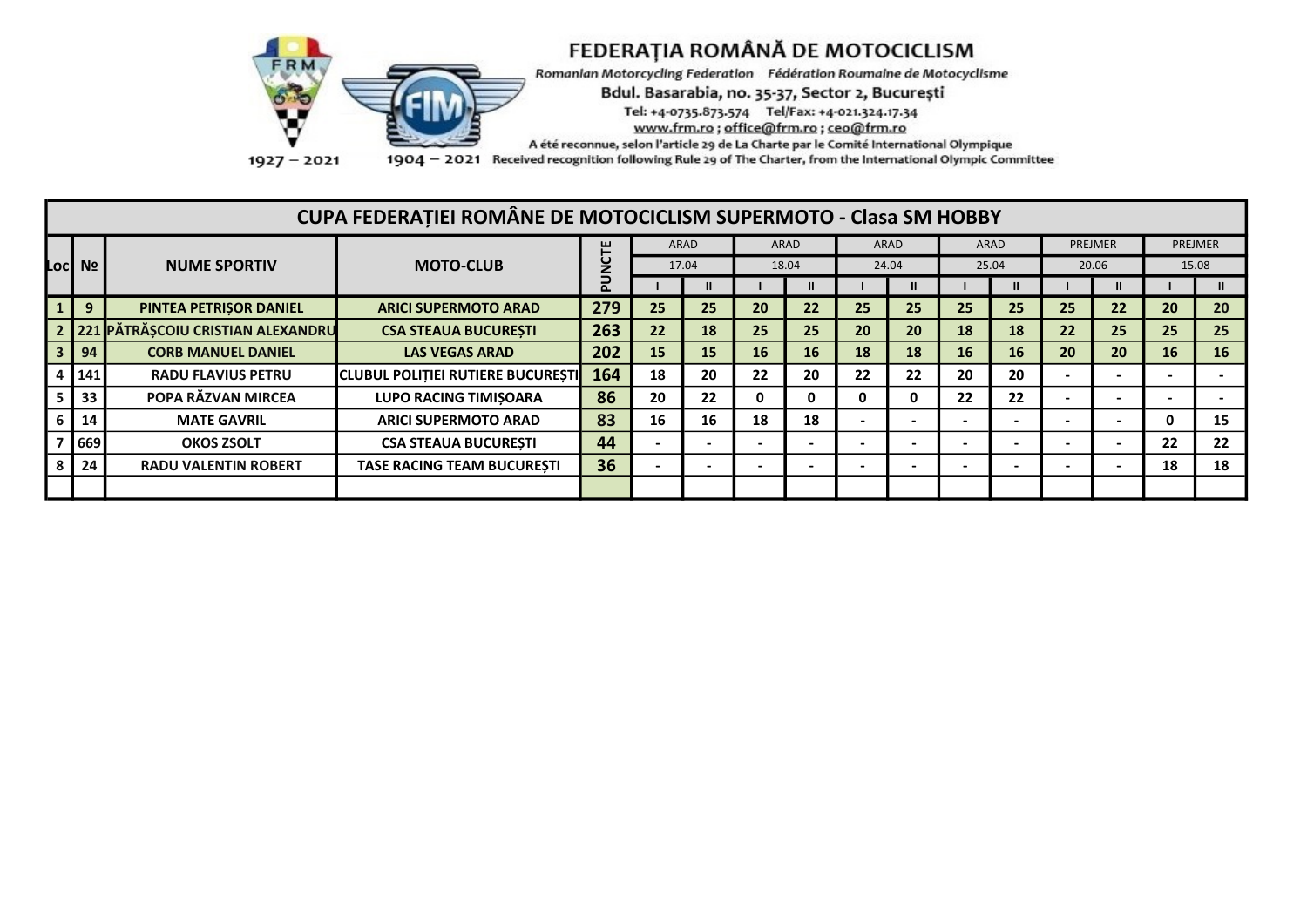# FEDERAȚIA ROMÂNĂ DE MOTOCICLISM

Romanian Motorcycling Federation    Fédération Roumaine de Motocyclisme

Bdul. Basarabia, no. 35-37, Sector 2, București

Tel: +4-0735.873.574    Tel/Fax: +4-021.324.17.34

www.frm.ro ; office@frm.ro ; ceo@frm.ro

A été reconnue, selon l'article 29 de La Charte par le Comité International Olympique

1927 – 2021    1904 – 2021    Received recognition following Rule 29 of The Charter, from the International Olympic Committee

## CUPA FEDERAȚIEI ROMÂNE DE MOTOCICLISM SUPERMOTO - Clasa SM HOBBY

| Loc | № | NUME SPORTIV | MOTO-CLUB | PUNCTE | ARAD | | ARAD | | ARAD | | ARAD | | PREJMER | | PREJMER | |
|---|---|---|---|---|---|---|---|---|---|---|---|---|---|---|---|---|
| | | | | | 17.04 | | 18.04 | | 24.04 | | 25.04 | | 20.06 | | 15.08 | |
| | | | | | I | II | I | II | I | II | I | II | I | II | I | II |
| 1 | 9 | PINTEA PETRIȘOR DANIEL | ARICI SUPERMOTO ARAD | 279 | 25 | 25 | 20 | 22 | 25 | 25 | 25 | 25 | 25 | 22 | 20 | 20 |
| 2 | 221 | PĂTRĂȘCOIU CRISTIAN ALEXANDRU | CSA STEAUA BUCUREȘTI | 263 | 22 | 18 | 25 | 25 | 20 | 20 | 18 | 18 | 22 | 25 | 25 | 25 |
| 3 | 94 | CORB MANUEL DANIEL | LAS VEGAS ARAD | 202 | 15 | 15 | 16 | 16 | 18 | 18 | 16 | 16 | 20 | 20 | 16 | 16 |
| 4 | 141 | RADU FLAVIUS PETRU | CLUBUL POLIȚIEI RUTIERE BUCUREȘTI | 164 | 18 | 20 | 22 | 20 | 22 | 22 | 20 | 20 | - | - | - | - |
| 5 | 33 | POPA RĂZVAN MIRCEA | LUPO RACING TIMIȘOARA | 86 | 20 | 22 | 0 | 0 | 0 | 0 | 22 | 22 | - | - | - | - |
| 6 | 14 | MATE GAVRIL | ARICI SUPERMOTO ARAD | 83 | 16 | 16 | 18 | 18 | - | - | - | - | - | - | 0 | 15 |
| 7 | 669 | OKOS ZSOLT | CSA STEAUA BUCUREȘTI | 44 | - | - | - | - | - | - | - | - | - | - | 22 | 22 |
| 8 | 24 | RADU VALENTIN ROBERT | TASE RACING TEAM BUCUREȘTI | 36 | - | - | - | - | - | - | - | - | - | - | 18 | 18 |
| | | | | | | | | | | | | | | | | |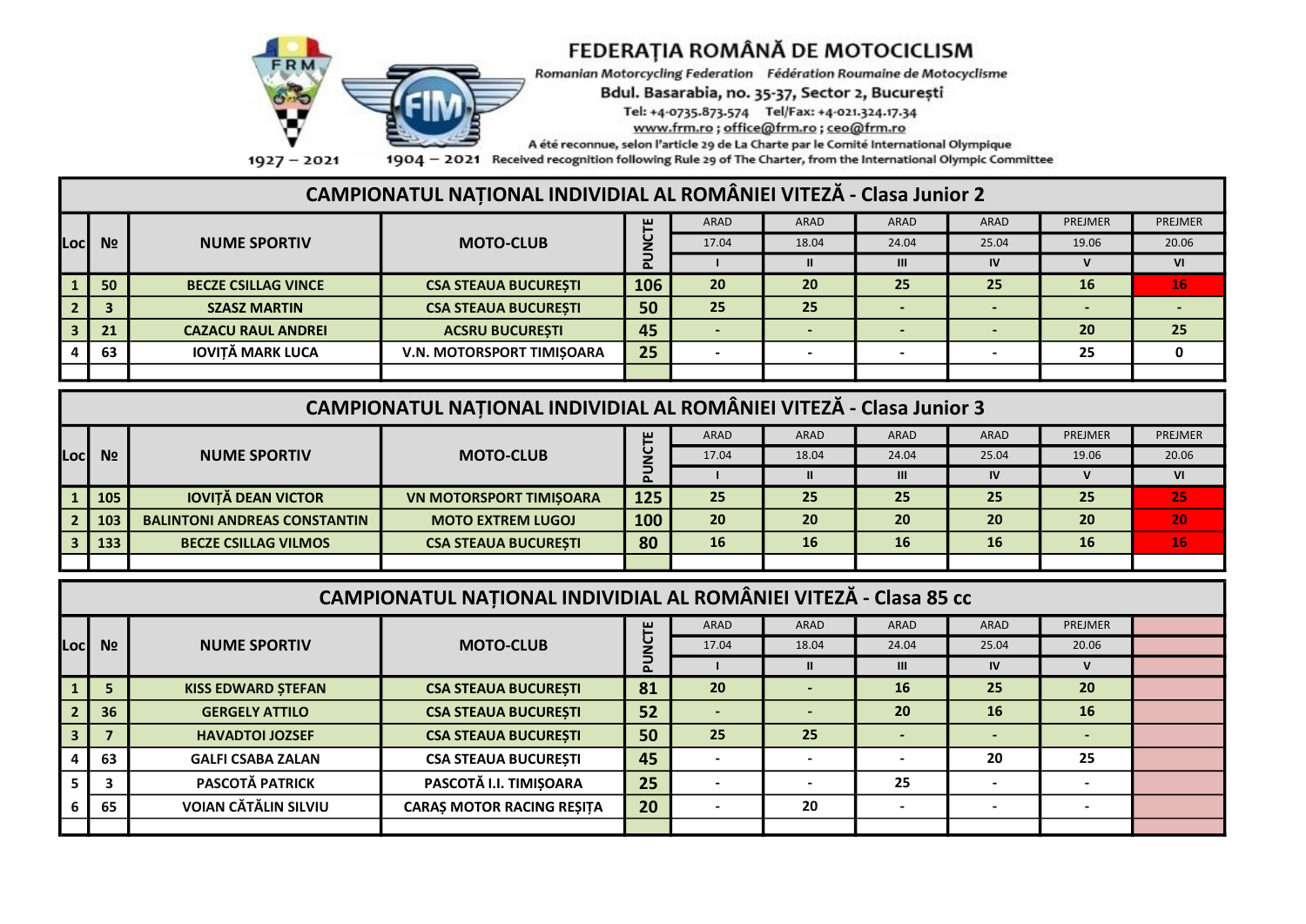# FEDERAȚIA ROMÂNĂ DE MOTOCICLISM

Romanian Motorcycling Federation Fédération Roumaine de Motocyclisme

Bdul. Basarabia, no. 35-37, Sector 2, București

Tel: +4-0735.873.574 Tel/Fax: +4-021.324.17.34

www.frm.ro ; office@frm.ro ; ceo@frm.ro

A été reconnue, selon l'article 29 de La Charte par le Comité International Olympique

Received recognition following Rule 29 of The Charter, from the International Olympic Committee

FRM 1927 – 2021 FIM 1904 – 2021

## CAMPIONATUL NAȚIONAL INDIVIDIAL AL ROMÂNIEI VITEZĂ - Clasa Junior 2

| Loc | № | NUME SPORTIV | MOTO-CLUB | PUNCTE | ARAD | ARAD | ARAD | ARAD | PREJMER | PREJMER |
|---|---|---|---|---|---|---|---|---|---|---|
| | | | | | 17.04 | 18.04 | 24.04 | 25.04 | 19.06 | 20.06 |
| | | | | | I | II | III | IV | V | VI |
| 1 | 50 | BECZE CSILLAG VINCE | CSA STEAUA BUCUREȘTI | 106 | 20 | 20 | 25 | 25 | 16 | 16 |
| 2 | 3 | SZASZ MARTIN | CSA STEAUA BUCUREȘTI | 50 | 25 | 25 | - | - | - | - |
| 3 | 21 | CAZACU RAUL ANDREI | ACSRU BUCUREȘTI | 45 | - | - | - | - | 20 | 25 |
| 4 | 63 | IOVIȚĂ MARK LUCA | V.N. MOTORSPORT TIMIȘOARA | 25 | - | - | - | - | 25 | 0 |

## CAMPIONATUL NAȚIONAL INDIVIDIAL AL ROMÂNIEI VITEZĂ - Clasa Junior 3

| Loc | № | NUME SPORTIV | MOTO-CLUB | PUNCTE | ARAD | ARAD | ARAD | ARAD | PREJMER | PREJMER |
|---|---|---|---|---|---|---|---|---|---|---|
| | | | | | 17.04 | 18.04 | 24.04 | 25.04 | 19.06 | 20.06 |
| | | | | | I | II | III | IV | V | VI |
| 1 | 105 | IOVIȚĂ DEAN VICTOR | VN MOTORSPORT TIMIȘOARA | 125 | 25 | 25 | 25 | 25 | 25 | 25 |
| 2 | 103 | BALINTONI ANDREAS CONSTANTIN | MOTO EXTREM LUGOJ | 100 | 20 | 20 | 20 | 20 | 20 | 20 |
| 3 | 133 | BECZE CSILLAG VILMOS | CSA STEAUA BUCUREȘTI | 80 | 16 | 16 | 16 | 16 | 16 | 16 |

## CAMPIONATUL NAȚIONAL INDIVIDIAL AL ROMÂNIEI VITEZĂ - Clasa 85 cc

| Loc | № | NUME SPORTIV | MOTO-CLUB | PUNCTE | ARAD | ARAD | ARAD | ARAD | PREJMER |
|---|---|---|---|---|---|---|---|---|---|
| | | | | | 17.04 | 18.04 | 24.04 | 25.04 | 20.06 |
| | | | | | I | II | III | IV | V |
| 1 | 5 | KISS EDWARD ȘTEFAN | CSA STEAUA BUCUREȘTI | 81 | 20 | - | 16 | 25 | 20 |
| 2 | 36 | GERGELY ATTILO | CSA STEAUA BUCUREȘTI | 52 | - | - | 20 | 16 | 16 |
| 3 | 7 | HAVADTOI JOZSEF | CSA STEAUA BUCUREȘTI | 50 | 25 | 25 | - | - | - |
| 4 | 63 | GALFI CSABA ZALAN | CSA STEAUA BUCUREȘTI | 45 | - | - | - | 20 | 25 |
| 5 | 3 | PASCOTĂ PATRICK | PASCOTĂ I.I. TIMIȘOARA | 25 | - | - | 25 | - | - |
| 6 | 65 | VOIAN CĂTĂLIN SILVIU | CARAȘ MOTOR RACING REȘIȚA | 20 | - | 20 | - | - | - |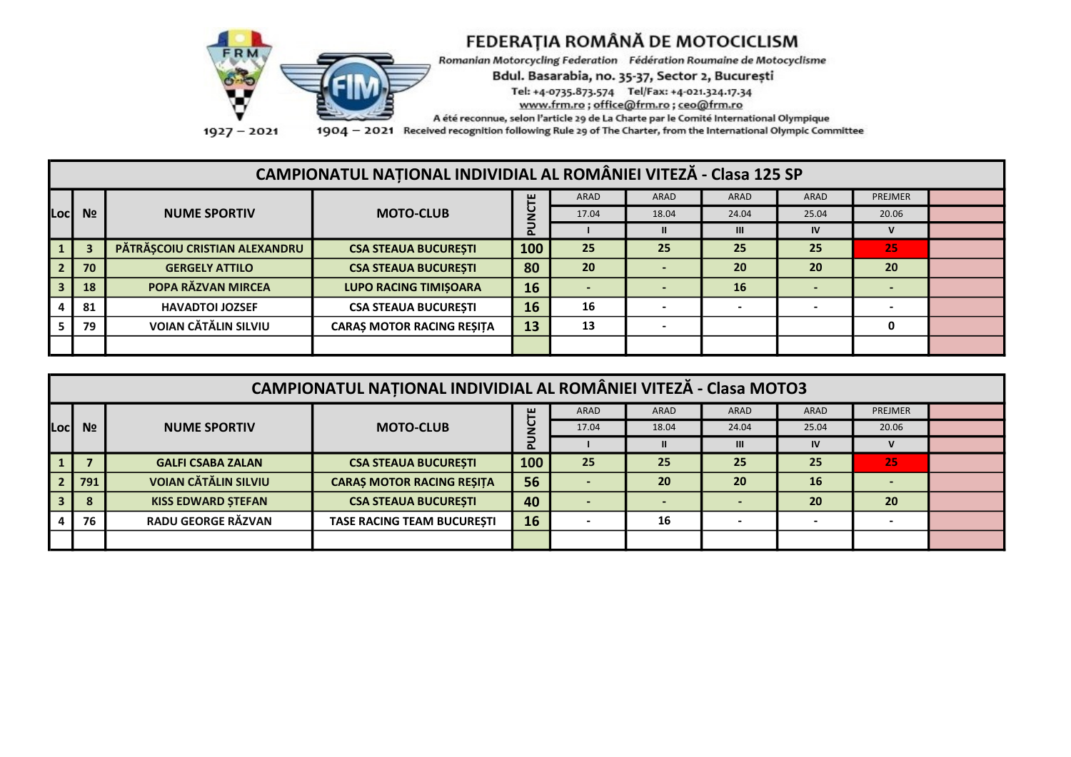# FEDERAȚIA ROMÂNĂ DE MOTOCICLISM

Romanian Motorcycling Federation Fédération Roumaine de Motocyclisme

Bdul. Basarabia, no. 35-37, Sector 2, București

Tel: +4-0735.873.574 Tel/Fax: +4-021.324.17.34

www.frm.ro ; office@frm.ro ; ceo@frm.ro

A été reconnue, selon l'article 29 de La Charte par le Comité International Olympique

Received recognition following Rule 29 of The Charter, from the International Olympic Committee

1927 – 2021 1904 – 2021

## CAMPIONATUL NAȚIONAL INDIVIDIAL AL ROMÂNIEI VITEZĂ - Clasa 125 SP

| Loc | № | NUME SPORTIV | MOTO-CLUB | PUNCTE | ARAD | ARAD | ARAD | ARAD | PREJMER | |
|---|---|---|---|---|---|---|---|---|---|---|
| | | | | | 17.04 | 18.04 | 24.04 | 25.04 | 20.06 | |
| | | | | | I | II | III | IV | V | |
| 1 | 3 | PĂTRĂȘCOIU CRISTIAN ALEXANDRU | CSA STEAUA BUCUREȘTI | 100 | 25 | 25 | 25 | 25 | 25 | |
| 2 | 70 | GERGELY ATTILO | CSA STEAUA BUCUREȘTI | 80 | 20 | - | 20 | 20 | 20 | |
| 3 | 18 | POPA RĂZVAN MIRCEA | LUPO RACING TIMIȘOARA | 16 | - | - | 16 | - | - | |
| 4 | 81 | HAVADTOI JOZSEF | CSA STEAUA BUCUREȘTI | 16 | 16 | - | - | - | - | |
| 5 | 79 | VOIAN CĂTĂLIN SILVIU | CARAȘ MOTOR RACING REȘIȚA | 13 | 13 | - | | | 0 | |
| | | | | | | | | | | |

## CAMPIONATUL NAȚIONAL INDIVIDIAL AL ROMÂNIEI VITEZĂ - Clasa MOTO3

| Loc | № | NUME SPORTIV | MOTO-CLUB | PUNCTE | ARAD | ARAD | ARAD | ARAD | PREJMER | |
|---|---|---|---|---|---|---|---|---|---|---|
| | | | | | 17.04 | 18.04 | 24.04 | 25.04 | 20.06 | |
| | | | | | I | II | III | IV | V | |
| 1 | 7 | GALFI CSABA ZALAN | CSA STEAUA BUCUREȘTI | 100 | 25 | 25 | 25 | 25 | 25 | |
| 2 | 791 | VOIAN CĂTĂLIN SILVIU | CARAȘ MOTOR RACING REȘIȚA | 56 | - | 20 | 20 | 16 | - | |
| 3 | 8 | KISS EDWARD ȘTEFAN | CSA STEAUA BUCUREȘTI | 40 | - | - | - | 20 | 20 | |
| 4 | 76 | RADU GEORGE RĂZVAN | TASE RACING TEAM BUCUREȘTI | 16 | - | 16 | - | - | - | |
| | | | | | | | | | | |